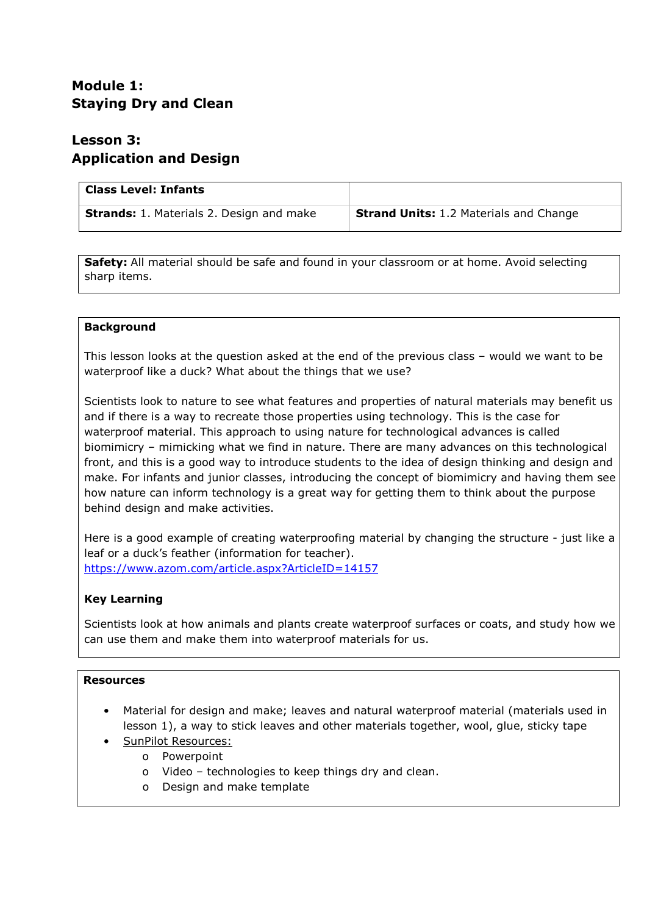# Module 1:
# Staying Dry and Clean

## Lesson 3:
## Application and Design

| **Class Level: Infants** | |
| --- | --- |
| **Strands:** 1. Materials 2. Design and make | **Strand Units:** 1.2 Materials and Change |

**Safety:** All material should be safe and found in your classroom or at home. Avoid selecting sharp items.

### Background

This lesson looks at the question asked at the end of the previous class – would we want to be waterproof like a duck? What about the things that we use?

Scientists look to nature to see what features and properties of natural materials may benefit us and if there is a way to recreate those properties using technology. This is the case for waterproof material. This approach to using nature for technological advances is called biomimicry – mimicking what we find in nature. There are many advances on this technological front, and this is a good way to introduce students to the idea of design thinking and design and make. For infants and junior classes, introducing the concept of biomimicry and having them see how nature can inform technology is a great way for getting them to think about the purpose behind design and make activities.

Here is a good example of creating waterproofing material by changing the structure - just like a leaf or a duck's feather (information for teacher).
https://www.azom.com/article.aspx?ArticleID=14157

### Key Learning

Scientists look at how animals and plants create waterproof surfaces or coats, and study how we can use them and make them into waterproof materials for us.

### Resources

- Material for design and make; leaves and natural waterproof material (materials used in lesson 1), a way to stick leaves and other materials together, wool, glue, sticky tape
- SunPilot Resources:
  - Powerpoint
  - Video – technologies to keep things dry and clean.
  - Design and make template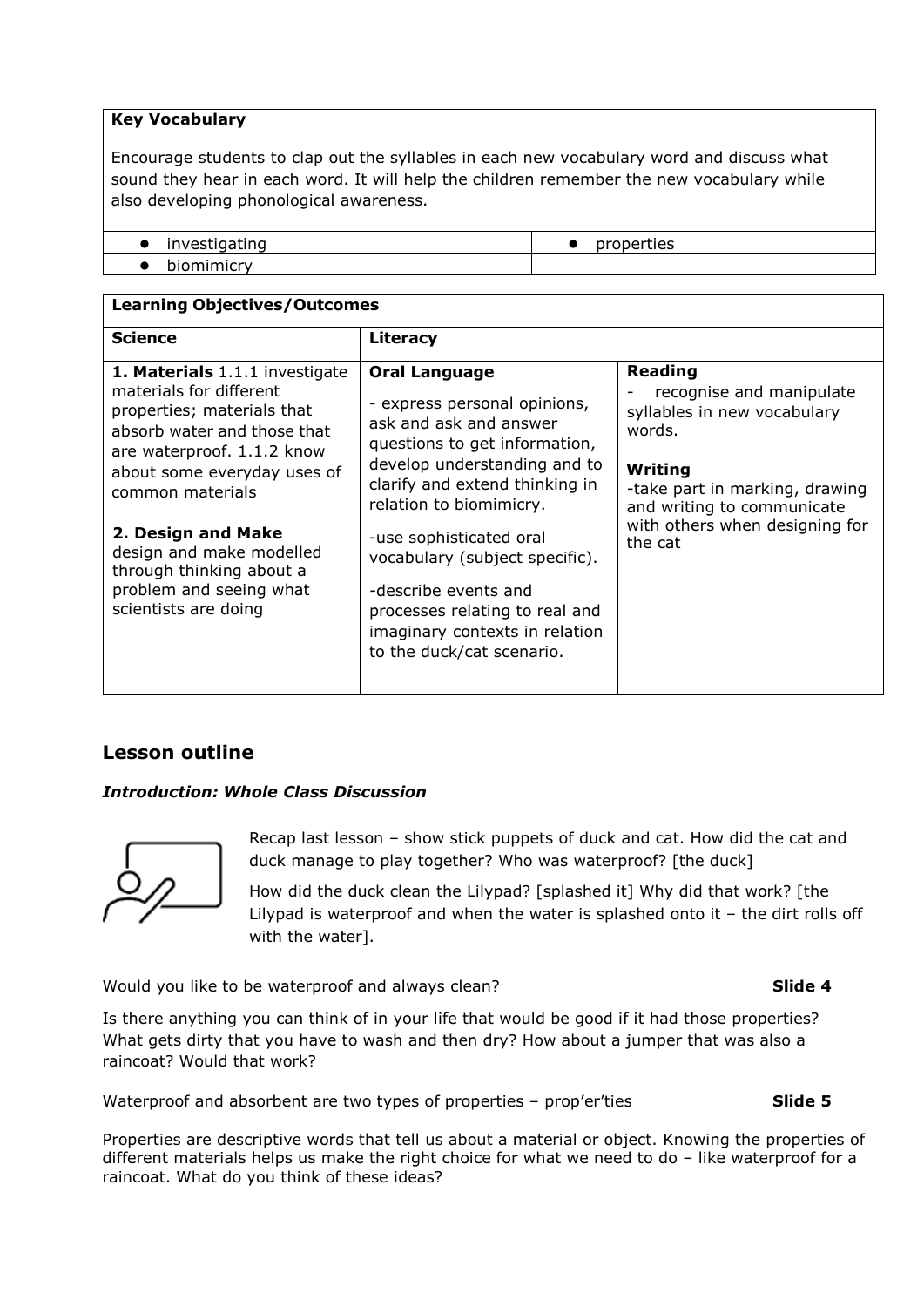| **Key Vocabulary** | |
|---|---|
| Encourage students to clap out the syllables in each new vocabulary word and discuss what sound they hear in each word. It will help the children remember the new vocabulary while also developing phonological awareness. | |
| • investigating | • properties |
| • biomimicry | |

| **Learning Objectives/Outcomes** | | |
|---|---|---|
| **Science** | **Literacy** | |
| **1. Materials** 1.1.1 investigate materials for different properties; materials that absorb water and those that are waterproof. 1.1.2 know about some everyday uses of common materials<br><br>**2. Design and Make** design and make modelled through thinking about a problem and seeing what scientists are doing | **Oral Language**<br>- express personal opinions, ask and ask and answer questions to get information, develop understanding and to clarify and extend thinking in relation to biomimicry.<br>-use sophisticated oral vocabulary (subject specific).<br>-describe events and processes relating to real and imaginary contexts in relation to the duck/cat scenario. | **Reading**<br>- recognise and manipulate syllables in new vocabulary words.<br><br>**Writing**<br>-take part in marking, drawing and writing to communicate with others when designing for the cat |

## Lesson outline

### *Introduction: Whole Class Discussion*

Recap last lesson – show stick puppets of duck and cat. How did the cat and duck manage to play together? Who was waterproof? [the duck]

How did the duck clean the Lilypad? [splashed it] Why did that work? [the Lilypad is waterproof and when the water is splashed onto it – the dirt rolls off with the water].

Would you like to be waterproof and always clean? **Slide 4**

Is there anything you can think of in your life that would be good if it had those properties? What gets dirty that you have to wash and then dry? How about a jumper that was also a raincoat? Would that work?

Waterproof and absorbent are two types of properties – prop'er'ties **Slide 5**

Properties are descriptive words that tell us about a material or object. Knowing the properties of different materials helps us make the right choice for what we need to do – like waterproof for a raincoat. What do you think of these ideas?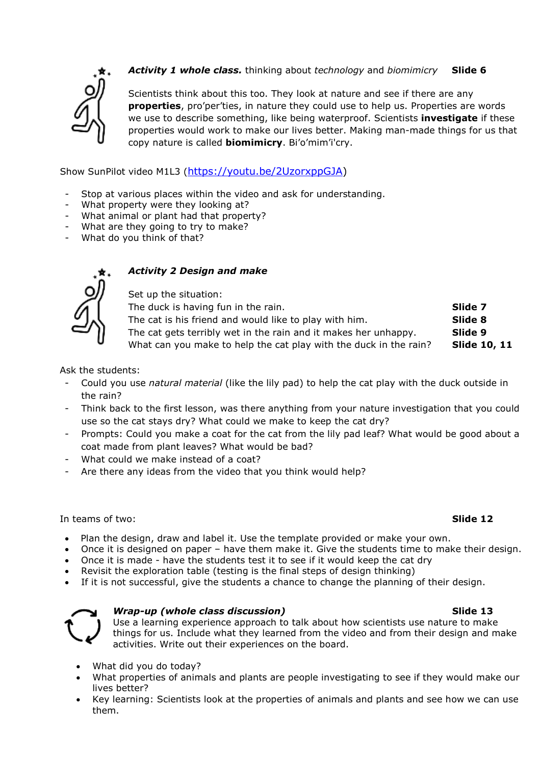***Activity 1 whole class.*** thinking about *technology* and *biomimicry* **Slide 6**

Scientists think about this too. They look at nature and see if there are any **properties**, pro'per'ties, in nature they could use to help us. Properties are words we use to describe something, like being waterproof. Scientists **investigate** if these properties would work to make our lives better. Making man-made things for us that copy nature is called **biomimcry**. Bi'o'mim'i'cry.

Show SunPilot video M1L3 (https://youtu.be/2UzorxppGJA)

- Stop at various places within the video and ask for understanding.
- What property were they looking at?
- What animal or plant had that property?
- What are they going to try to make?
- What do you think of that?

***Activity 2 Design and make***

Set up the situation:

| | |
|---|---|
| The duck is having fun in the rain. | **Slide 7** |
| The cat is his friend and would like to play with him. | **Slide 8** |
| The cat gets terribly wet in the rain and it makes her unhappy. | **Slide 9** |
| What can you make to help the cat play with the duck in the rain? | **Slide 10, 11** |

Ask the students:

- Could you use *natural material* (like the lily pad) to help the cat play with the duck outside in the rain?
- Think back to the first lesson, was there anything from your nature investigation that you could use so the cat stays dry? What could we make to keep the cat dry?
- Prompts: Could you make a coat for the cat from the lily pad leaf? What would be good about a coat made from plant leaves? What would be bad?
- What could we make instead of a coat?
- Are there any ideas from the video that you think would help?

In teams of two: **Slide 12**

- Plan the design, draw and label it. Use the template provided or make your own.
- Once it is designed on paper – have them make it. Give the students time to make their design.
- Once it is made - have the students test it to see if it would keep the cat dry
- Revisit the exploration table (testing is the final steps of design thinking)
- If it is not successful, give the students a chance to change the planning of their design.

***Wrap-up (whole class discussion)*** **Slide 13**

Use a learning experience approach to talk about how scientists use nature to make things for us. Include what they learned from the video and from their design and make activities. Write out their experiences on the board.

- What did you do today?
- What properties of animals and plants are people investigating to see if they would make our lives better?
- Key learning: Scientists look at the properties of animals and plants and see how we can use them.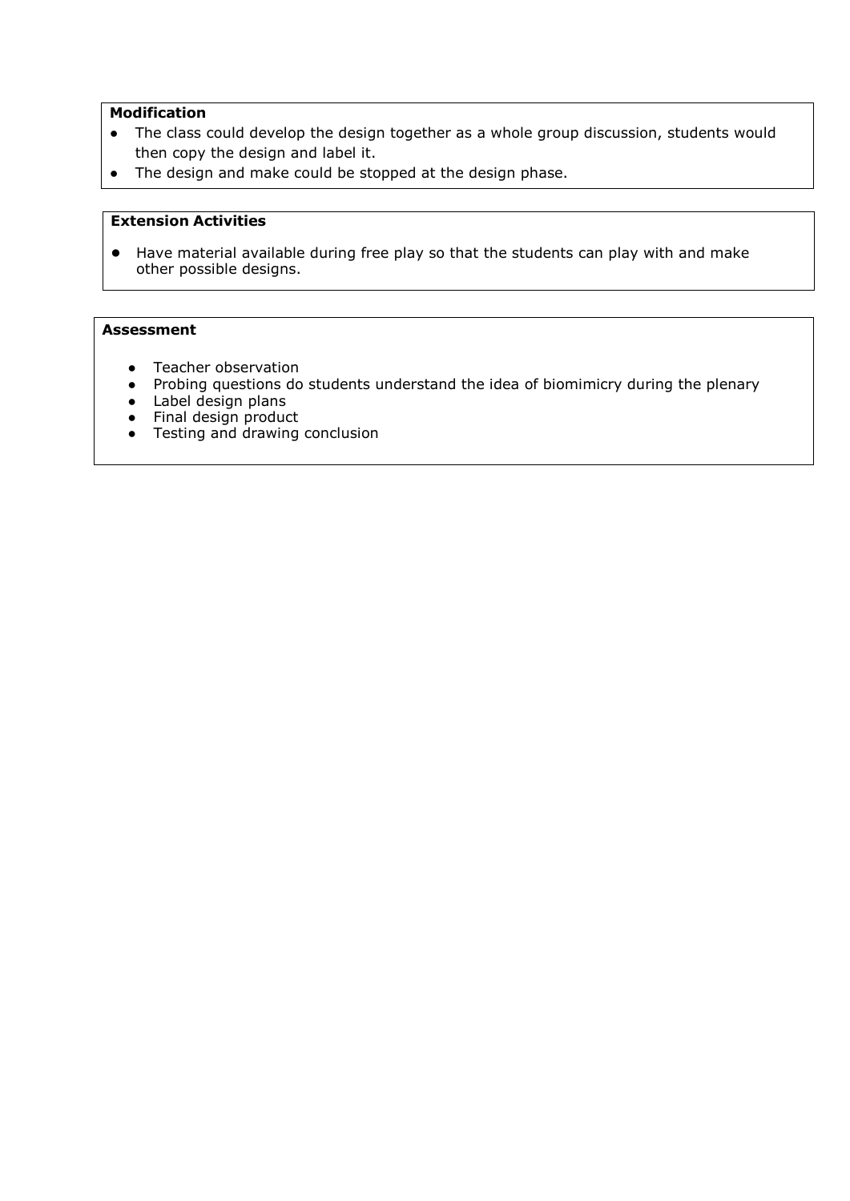**Modification**

- The class could develop the design together as a whole group discussion, students would then copy the design and label it.
- The design and make could be stopped at the design phase.

**Extension Activities**

- Have material available during free play so that the students can play with and make other possible designs.

**Assessment**

- Teacher observation
- Probing questions do students understand the idea of biomimicry during the plenary
- Label design plans
- Final design product
- Testing and drawing conclusion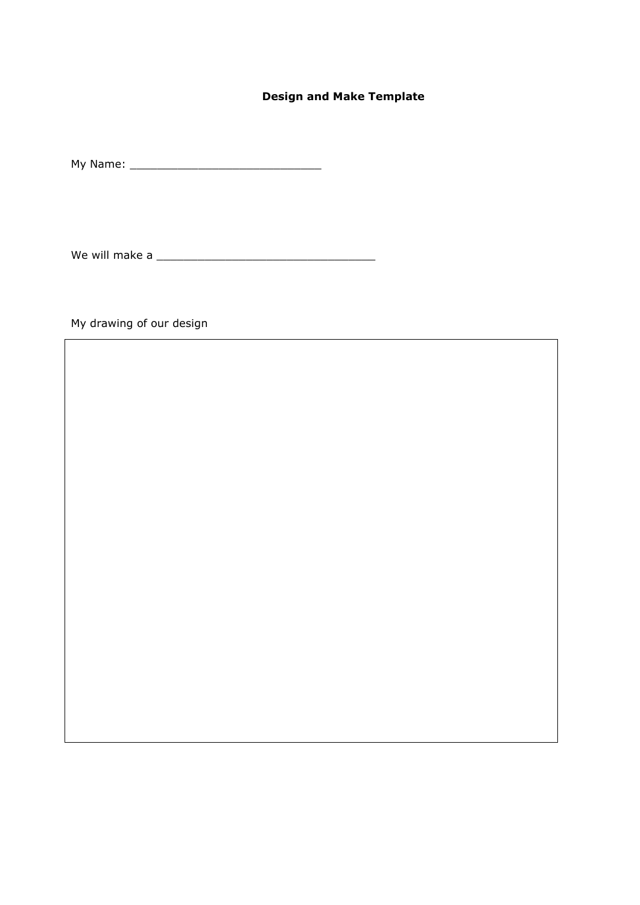**Design and Make Template**

My Name: ____________________________

We will make a ________________________________

My drawing of our design